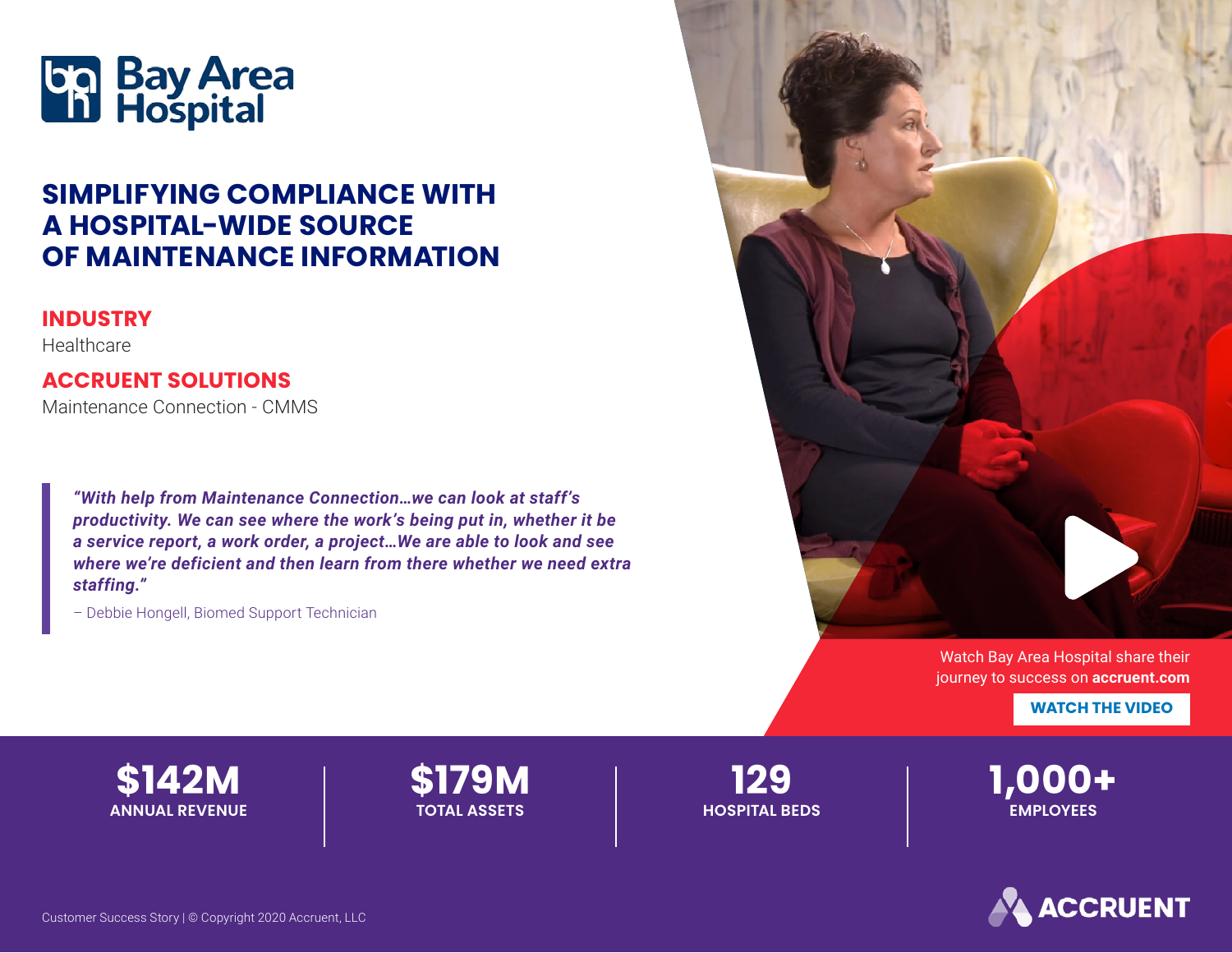Bay Area Hospital

# SIMPLIFYING COMPLIANCE WITH A HOSPITAL-WIDE SOURCE OF MAINTENANCE INFORMATION

## INDUSTRY

Healthcare

## ACCRUENT SOLUTIONS

Maintenance Connection - CMMS

> ***"With help from Maintenance Connection…we can look at staff's productivity. We can see where the work's being put in, whether it be a service report, a work order, a project…We are able to look and see where we're deficient and then learn from there whether we need extra staffing."***
>
> – Debbie Hongell, Biomed Support Technician

Watch Bay Area Hospital share their journey to success on **accruent.com**

**WATCH THE VIDEO**

| $142M | $179M | 129 | 1,000+ |
|---|---|---|---|
| ANNUAL REVENUE | TOTAL ASSETS | HOSPITAL BEDS | EMPLOYEES |

Customer Success Story | © Copyright 2020 Accruent, LLC

ACCRUENT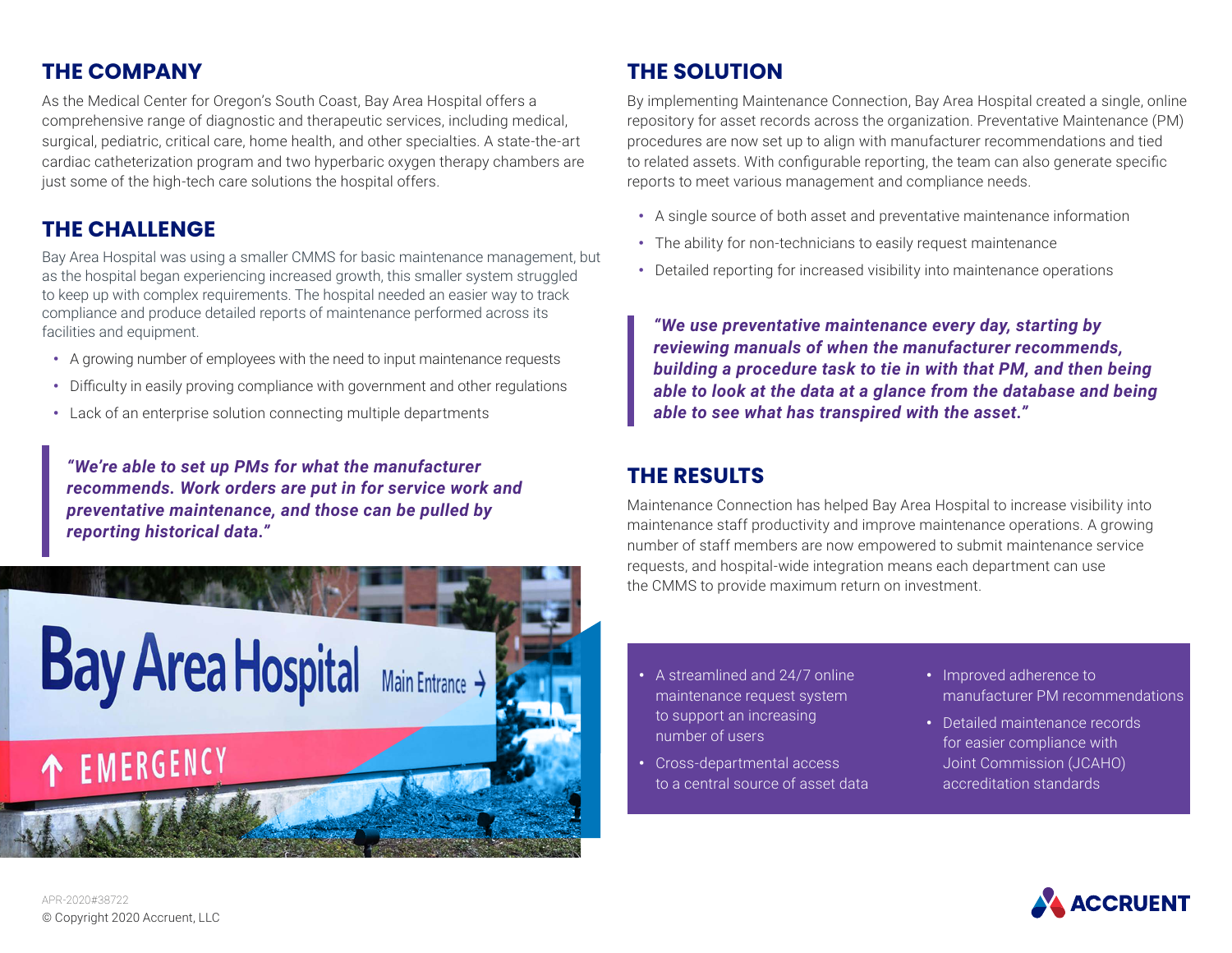## THE COMPANY

As the Medical Center for Oregon's South Coast, Bay Area Hospital offers a comprehensive range of diagnostic and therapeutic services, including medical, surgical, pediatric, critical care, home health, and other specialties. A state-the-art cardiac catheterization program and two hyperbaric oxygen therapy chambers are just some of the high-tech care solutions the hospital offers.

## THE CHALLENGE

Bay Area Hospital was using a smaller CMMS for basic maintenance management, but as the hospital began experiencing increased growth, this smaller system struggled to keep up with complex requirements. The hospital needed an easier way to track compliance and produce detailed reports of maintenance performed across its facilities and equipment.

- A growing number of employees with the need to input maintenance requests
- Difficulty in easily proving compliance with government and other regulations
- Lack of an enterprise solution connecting multiple departments

> ***"We're able to set up PMs for what the manufacturer recommends. Work orders are put in for service work and preventative maintenance, and those can be pulled by reporting historical data."***

## THE SOLUTION

By implementing Maintenance Connection, Bay Area Hospital created a single, online repository for asset records across the organization. Preventative Maintenance (PM) procedures are now set up to align with manufacturer recommendations and tied to related assets. With configurable reporting, the team can also generate specific reports to meet various management and compliance needs.

- A single source of both asset and preventative maintenance information
- The ability for non-technicians to easily request maintenance
- Detailed reporting for increased visibility into maintenance operations

> ***"We use preventative maintenance every day, starting by reviewing manuals of when the manufacturer recommends, building a procedure task to tie in with that PM, and then being able to look at the data at a glance from the database and being able to see what has transpired with the asset."***

## THE RESULTS

Maintenance Connection has helped Bay Area Hospital to increase visibility into maintenance staff productivity and improve maintenance operations. A growing number of staff members are now empowered to submit maintenance service requests, and hospital-wide integration means each department can use the CMMS to provide maximum return on investment.

- A streamlined and 24/7 online maintenance request system to support an increasing number of users
- Cross-departmental access to a central source of asset data
- Improved adherence to manufacturer PM recommendations
- Detailed maintenance records for easier compliance with Joint Commission (JCAHO) accreditation standards

APR-2020#38722

© Copyright 2020 Accruent, LLC

ACCRUENT